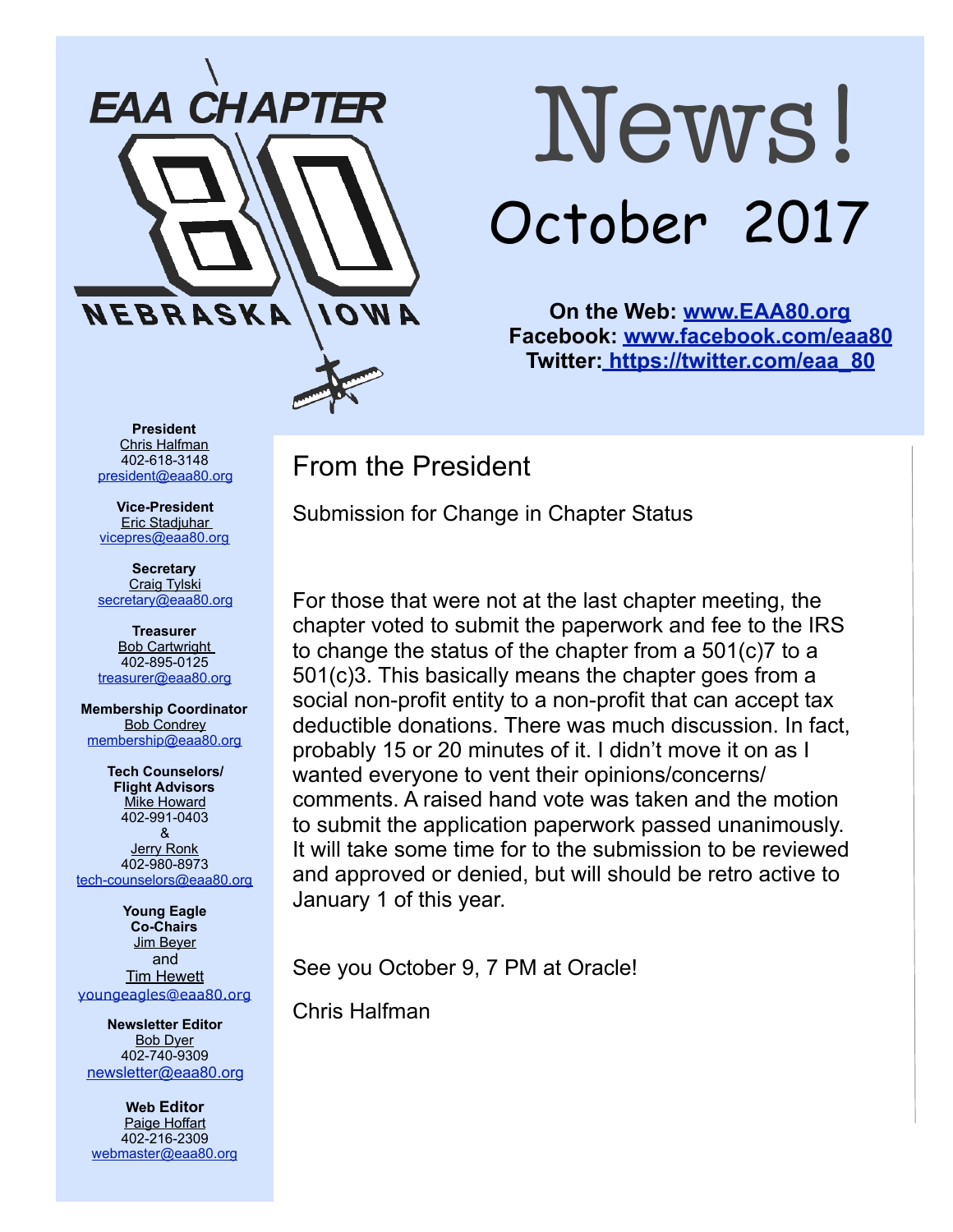EAA CHAPTER 80

NEBRASKA IOWA

# News!

## October 2017

**On the Web: [www.EAA80.org](http://www.EAA80.org)**
**Facebook: [www.facebook.com/eaa80](http://www.facebook.com/eaa80)**
**Twitter: [https://twitter.com/eaa_80](https://twitter.com/eaa_80)**

**President**
Chris Halfman
402-618-3148
president@eaa80.org

**Vice-President**
Eric Stadjuhar
vicepres@eaa80.org

**Secretary**
Craig Tylski
secretary@eaa80.org

**Treasurer**
Bob Cartwright
402-895-0125
treasurer@eaa80.org

**Membership Coordinator**
Bob Condrey
membership@eaa80.org

**Tech Counselors/ Flight Advisors**
Mike Howard
402-991-0403
&
Jerry Ronk
402-980-8973
tech-counselors@eaa80.org

**Young Eagle Co-Chairs**
Jim Beyer
and
Tim Hewett
youngeagles@eaa80.org

**Newsletter Editor**
Bob Dyer
402-740-9309
newsletter@eaa80.org

**Web Editor**
Paige Hoffart
402-216-2309
webmaster@eaa80.org

## From the President

Submission for Change in Chapter Status

For those that were not at the last chapter meeting, the chapter voted to submit the paperwork and fee to the IRS to change the status of the chapter from a 501(c)7 to a 501(c)3. This basically means the chapter goes from a social non-profit entity to a non-profit that can accept tax deductible donations. There was much discussion. In fact, probably 15 or 20 minutes of it. I didn't move it on as I wanted everyone to vent their opinions/concerns/ comments. A raised hand vote was taken and the motion to submit the application paperwork passed unanimously. It will take some time for to the submission to be reviewed and approved or denied, but will should be retro active to January 1 of this year.

See you October 9, 7 PM at Oracle!

Chris Halfman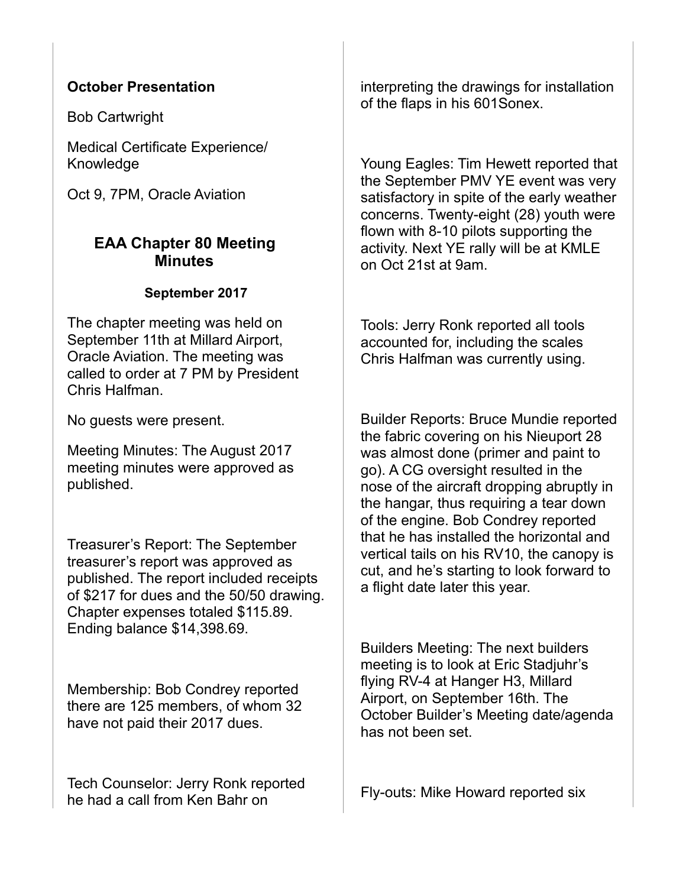**October Presentation**

Bob Cartwright

Medical Certificate Experience/ Knowledge

Oct 9, 7PM, Oracle Aviation

## EAA Chapter 80 Meeting Minutes

**September 2017**

The chapter meeting was held on September 11th at Millard Airport, Oracle Aviation. The meeting was called to order at 7 PM by President Chris Halfman.

No guests were present.

Meeting Minutes: The August 2017 meeting minutes were approved as published.

Treasurer's Report: The September treasurer's report was approved as published. The report included receipts of $217 for dues and the 50/50 drawing. Chapter expenses totaled $115.89. Ending balance $14,398.69.

Membership: Bob Condrey reported there are 125 members, of whom 32 have not paid their 2017 dues.

Tech Counselor: Jerry Ronk reported he had a call from Ken Bahr on interpreting the drawings for installation of the flaps in his 601Sonex.

Young Eagles: Tim Hewett reported that the September PMV YE event was very satisfactory in spite of the early weather concerns. Twenty-eight (28) youth were flown with 8-10 pilots supporting the activity. Next YE rally will be at KMLE on Oct 21st at 9am.

Tools: Jerry Ronk reported all tools accounted for, including the scales Chris Halfman was currently using.

Builder Reports: Bruce Mundie reported the fabric covering on his Nieuport 28 was almost done (primer and paint to go). A CG oversight resulted in the nose of the aircraft dropping abruptly in the hangar, thus requiring a tear down of the engine. Bob Condrey reported that he has installed the horizontal and vertical tails on his RV10, the canopy is cut, and he's starting to look forward to a flight date later this year.

Builders Meeting: The next builders meeting is to look at Eric Stadjuhr's flying RV-4 at Hanger H3, Millard Airport, on September 16th. The October Builder's Meeting date/agenda has not been set.

Fly-outs: Mike Howard reported six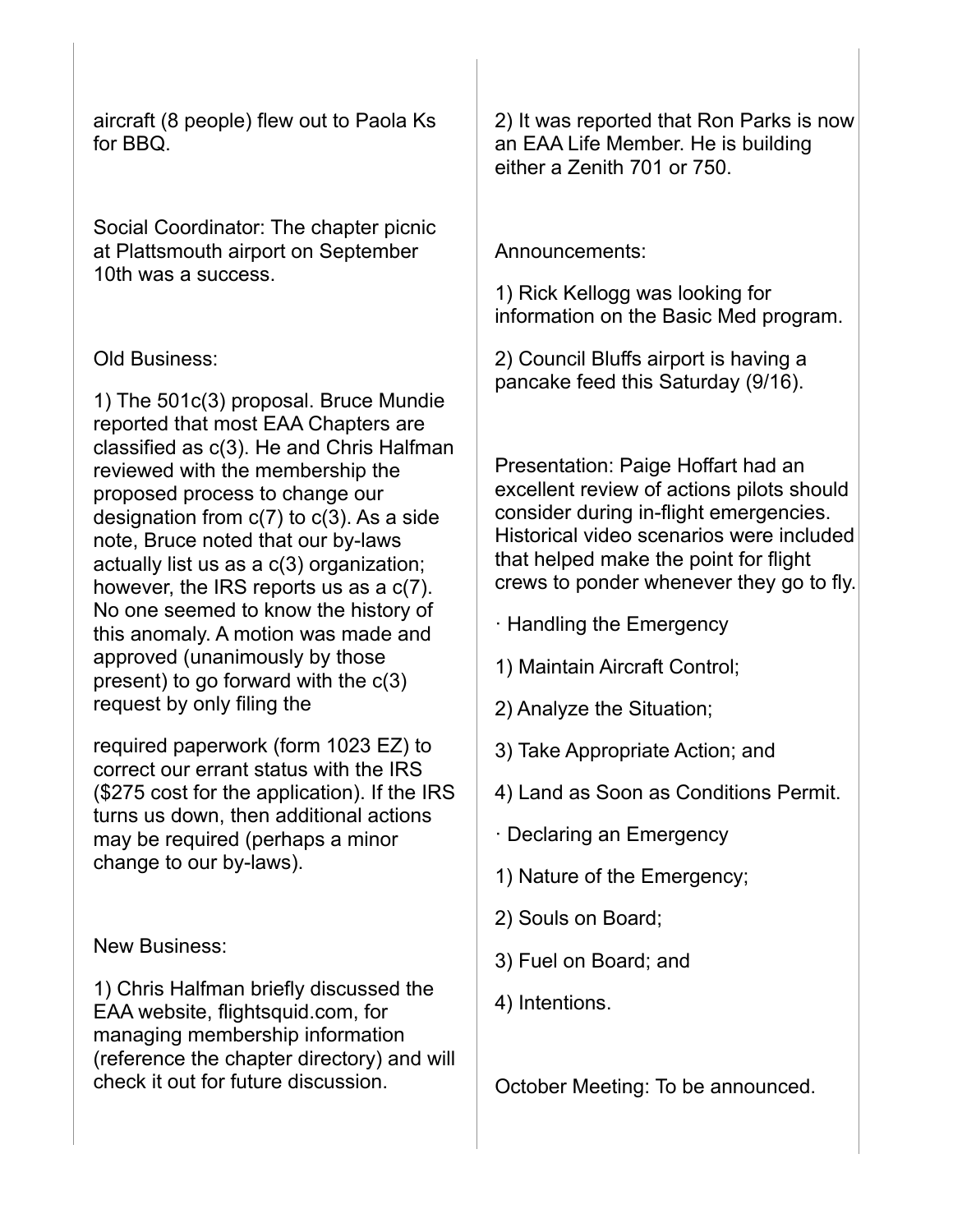aircraft (8 people) flew out to Paola Ks for BBQ.

Social Coordinator: The chapter picnic at Plattsmouth airport on September 10th was a success.

Old Business:

1) The 501c(3) proposal. Bruce Mundie reported that most EAA Chapters are classified as c(3). He and Chris Halfman reviewed with the membership the proposed process to change our designation from c(7) to c(3). As a side note, Bruce noted that our by-laws actually list us as a c(3) organization; however, the IRS reports us as a c(7). No one seemed to know the history of this anomaly. A motion was made and approved (unanimously by those present) to go forward with the c(3) request by only filing the required paperwork (form 1023 EZ) to correct our errant status with the IRS ($275 cost for the application). If the IRS turns us down, then additional actions may be required (perhaps a minor change to our by-laws).

New Business:

1) Chris Halfman briefly discussed the EAA website, flightsquid.com, for managing membership information (reference the chapter directory) and will check it out for future discussion.

2) It was reported that Ron Parks is now an EAA Life Member. He is building either a Zenith 701 or 750.

Announcements:

1) Rick Kellogg was looking for information on the Basic Med program.

2) Council Bluffs airport is having a pancake feed this Saturday (9/16).

Presentation: Paige Hoffart had an excellent review of actions pilots should consider during in-flight emergencies. Historical video scenarios were included that helped make the point for flight crews to ponder whenever they go to fly.

· Handling the Emergency

1) Maintain Aircraft Control;

2) Analyze the Situation;

3) Take Appropriate Action; and

4) Land as Soon as Conditions Permit.

· Declaring an Emergency

1) Nature of the Emergency;

2) Souls on Board;

3) Fuel on Board; and

4) Intentions.

October Meeting: To be announced.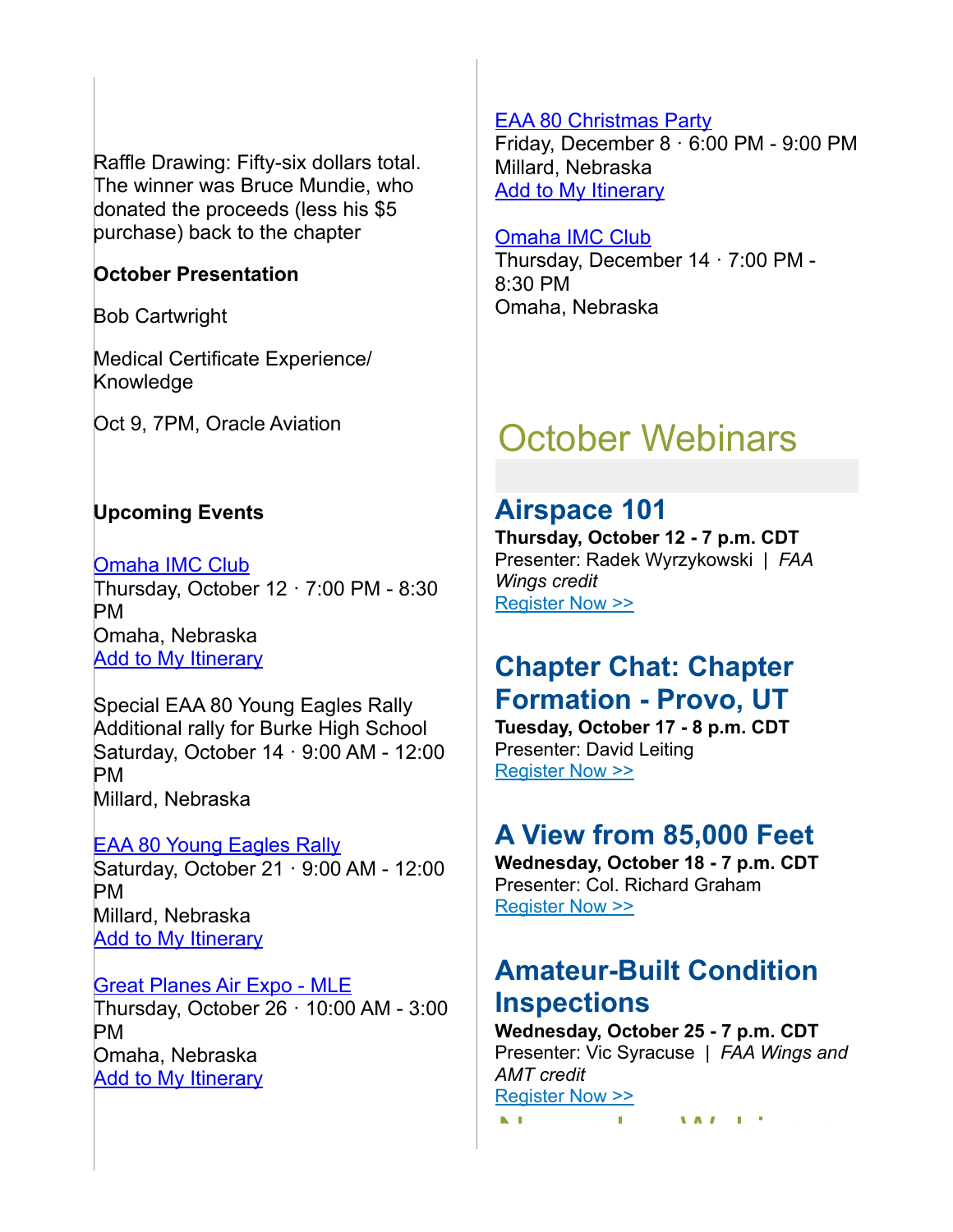Raffle Drawing: Fifty-six dollars total. The winner was Bruce Mundie, who donated the proceeds (less his $5 purchase) back to the chapter

**October Presentation**

Bob Cartwright

Medical Certificate Experience/ Knowledge

Oct 9, 7PM, Oracle Aviation

**Upcoming Events**

Omaha IMC Club
Thursday, October 12 · 7:00 PM - 8:30 PM
Omaha, Nebraska
Add to My Itinerary

Special EAA 80 Young Eagles Rally
Additional rally for Burke High School
Saturday, October 14 · 9:00 AM - 12:00 PM
Millard, Nebraska

EAA 80 Young Eagles Rally
Saturday, October 21 · 9:00 AM - 12:00 PM
Millard, Nebraska
Add to My Itinerary

Great Planes Air Expo - MLE
Thursday, October 26 · 10:00 AM - 3:00 PM
Omaha, Nebraska
Add to My Itinerary

EAA 80 Christmas Party
Friday, December 8 · 6:00 PM - 9:00 PM
Millard, Nebraska
Add to My Itinerary

Omaha IMC Club
Thursday, December 14 · 7:00 PM - 8:30 PM
Omaha, Nebraska

# October Webinars

## Airspace 101

**Thursday, October 12 - 7 p.m. CDT**
Presenter: Radek Wyrzykowski | *FAA Wings credit*
Register Now >>

## Chapter Chat: Chapter Formation - Provo, UT

**Tuesday, October 17 - 8 p.m. CDT**
Presenter: David Leiting
Register Now >>

## A View from 85,000 Feet

**Wednesday, October 18 - 7 p.m. CDT**
Presenter: Col. Richard Graham
Register Now >>

## Amateur-Built Condition Inspections

**Wednesday, October 25 - 7 p.m. CDT**
Presenter: Vic Syracuse | *FAA Wings and AMT credit*
Register Now >>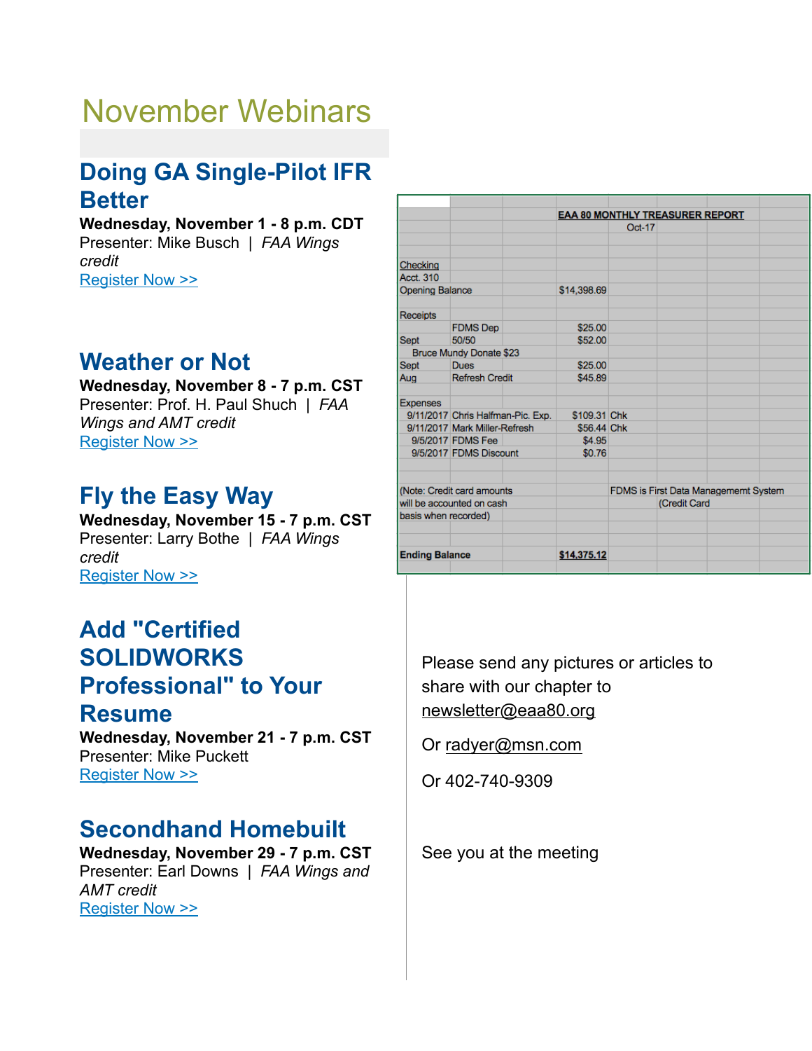# November Webinars

## Doing GA Single-Pilot IFR Better

**Wednesday, November 1 - 8 p.m. CDT**
Presenter: Mike Busch | *FAA Wings credit*
Register Now >>

## Weather or Not

**Wednesday, November 8 - 7 p.m. CST**
Presenter: Prof. H. Paul Shuch | *FAA Wings and AMT credit*
Register Now >>

## Fly the Easy Way

**Wednesday, November 15 - 7 p.m. CST**
Presenter: Larry Bothe | *FAA Wings credit*
Register Now >>

## Add "Certified SOLIDWORKS Professional" to Your Resume

**Wednesday, November 21 - 7 p.m. CST**
Presenter: Mike Puckett
Register Now >>

## Secondhand Homebuilt

**Wednesday, November 29 - 7 p.m. CST**
Presenter: Earl Downs | *FAA Wings and AMT credit*
Register Now >>

**EAA 80 MONTHLY TREASURER REPORT**
Oct-17

| | | | |
|---|---|---|---|
| Checking | | | |
| Acct. 310 | | | |
| Opening Balance | | $14,398.69 | |
| | | | |
| Receipts | | | |
| | FDMS Dep | $25.00 | |
| Sept | 50/50 | $52.00 | |
| Bruce Mundy Donate $23 | | | |
| Sept | Dues | $25.00 | |
| Aug | Refresh Credit | $45.89 | |
| | | | |
| Expenses | | | |
| 9/11/2017 | Chris Halfman-Pic. Exp. | $109.31 | Chk |
| 9/11/2017 | Mark Miller-Refresh | $56.44 | Chk |
| 9/5/2017 | FDMS Fee | $4.95 | |
| 9/5/2017 | FDMS Discount | $0.76 | |
| | | | |
| (Note: Credit card amounts will be accounted on cash basis when recorded) | | | FDMS is First Data Managememt System (Credit Card |
| | | | |
| **Ending Balance** | | **$14,375.12** | |

Please send any pictures or articles to share with our chapter to newsletter@eaa80.org

Or radyer@msn.com

Or 402-740-9309

See you at the meeting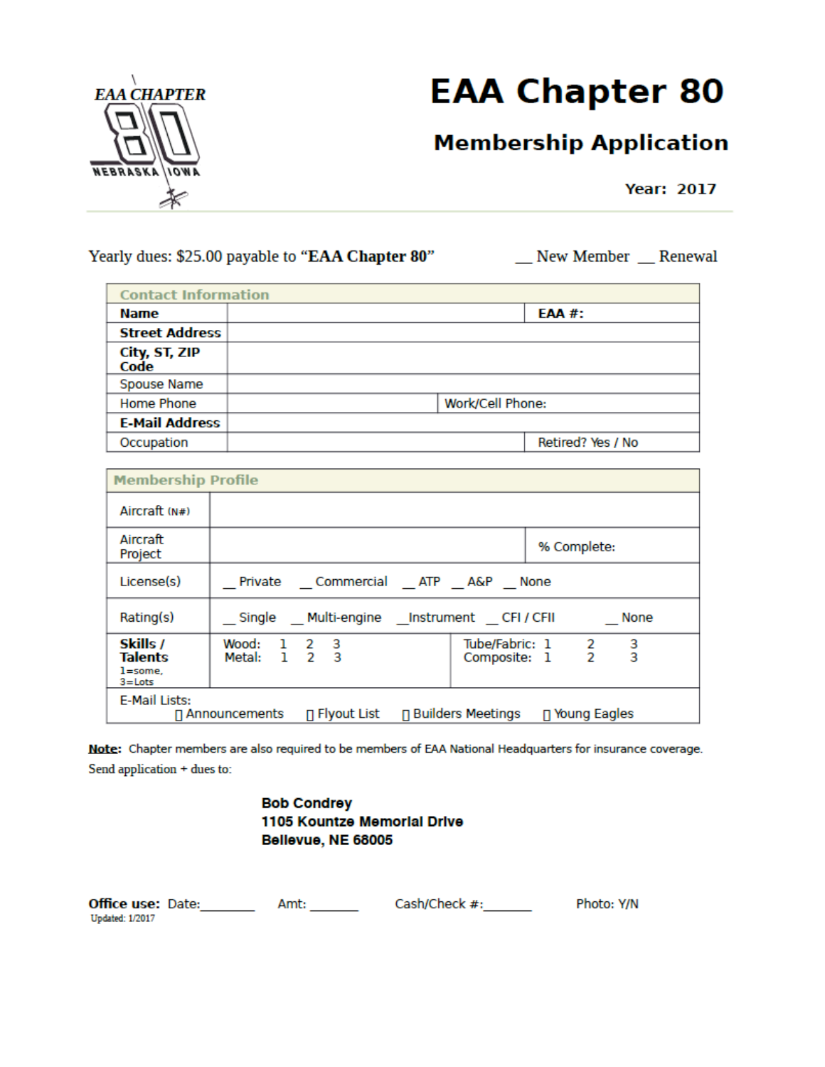# EAA Chapter 80

## Membership Application

**Year: 2017**

Yearly dues: $25.00 payable to "**EAA Chapter 80**" __ New Member __ Renewal

| Contact Information | | | |
|---|---|---|---|
| **Name** | | **EAA #:** | |
| **Street Address** | | | |
| **City, ST, ZIP Code** | | | |
| Spouse Name | | | |
| Home Phone | | Work/Cell Phone: | |
| **E-Mail Address** | | | |
| Occupation | | Retired? Yes / No | |

| Membership Profile | | |
|---|---|---|
| Aircraft (N#) | | |
| Aircraft Project | | % Complete: |
| License(s) | _ Private _ Commercial _ ATP _ A&P _ None | |
| Rating(s) | _ Single _ Multi-engine _Instrument _ CFI / CFII _ None | |
| **Skills / Talents** 1=some, 3=Lots | Wood: 1 2 3<br>Metal: 1 2 3 | Tube/Fabric: 1 2 3<br>Composite: 1 2 3 |
| E-Mail Lists: ▯ Announcements ▯ Flyout List ▯ Builders Meetings ▯ Young Eagles | | |

**Note:** Chapter members are also required to be members of EAA National Headquarters for insurance coverage.

Send application + dues to:

**Bob Condrey**
**1105 Kountze Memorial Drive**
**Bellevue, NE 68005**

**Office use:** Date:_______ Amt: _______ Cash/Check #:_______ Photo: Y/N

Updated: 1/2017